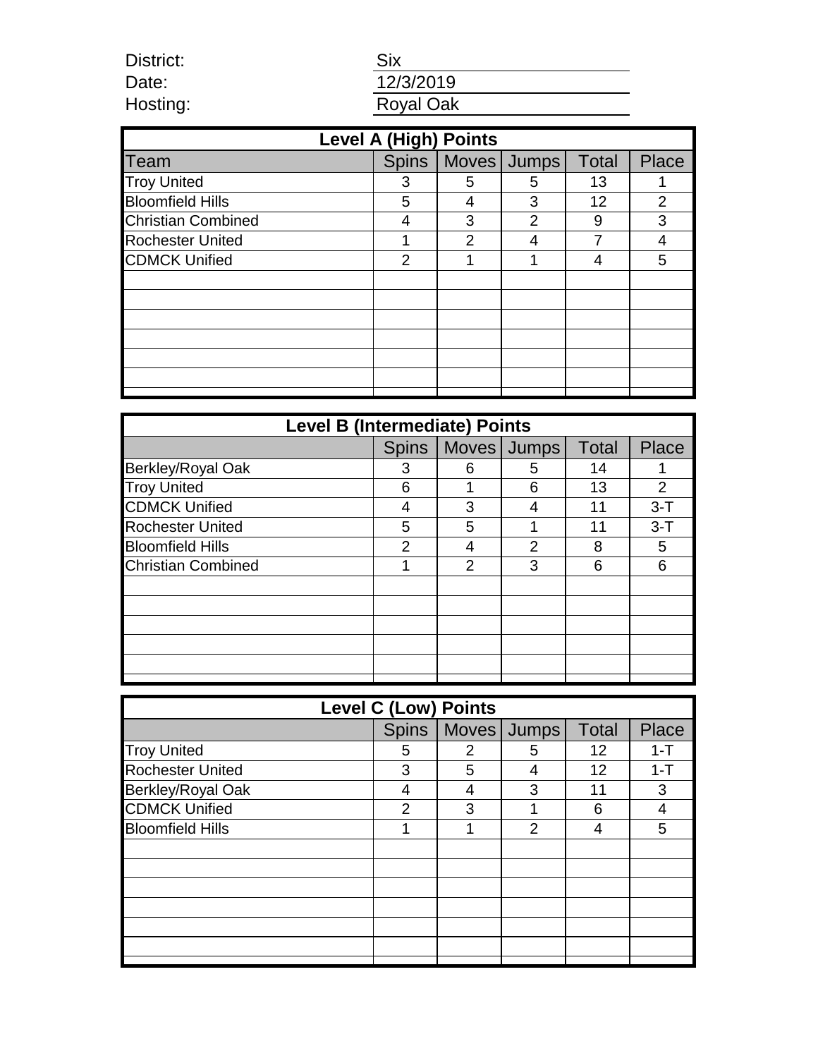District: Six

Date: 12/3/2019

Hosting: Royal Oak

| Level A (High) Points | | | | | |
|---|---|---|---|---|---|
| Team | Spins | Moves | Jumps | Total | Place |
| Troy United | 3 | 5 | 5 | 13 | 1 |
| Bloomfield Hills | 5 | 4 | 3 | 12 | 2 |
| Christian Combined | 4 | 3 | 2 | 9 | 3 |
| Rochester United | 1 | 2 | 4 | 7 | 4 |
| CDMCK Unified | 2 | 1 | 1 | 4 | 5 |

| Level B (Intermediate) Points | | | | | |
|---|---|---|---|---|---|
| | Spins | Moves | Jumps | Total | Place |
| Berkley/Royal Oak | 3 | 6 | 5 | 14 | 1 |
| Troy United | 6 | 1 | 6 | 13 | 2 |
| CDMCK Unified | 4 | 3 | 4 | 11 | 3-T |
| Rochester United | 5 | 5 | 1 | 11 | 3-T |
| Bloomfield Hills | 2 | 4 | 2 | 8 | 5 |
| Christian Combined | 1 | 2 | 3 | 6 | 6 |

| Level C (Low) Points | | | | | |
|---|---|---|---|---|---|
| | Spins | Moves | Jumps | Total | Place |
| Troy United | 5 | 2 | 5 | 12 | 1-T |
| Rochester United | 3 | 5 | 4 | 12 | 1-T |
| Berkley/Royal Oak | 4 | 4 | 3 | 11 | 3 |
| CDMCK Unified | 2 | 3 | 1 | 6 | 4 |
| Bloomfield Hills | 1 | 1 | 2 | 4 | 5 |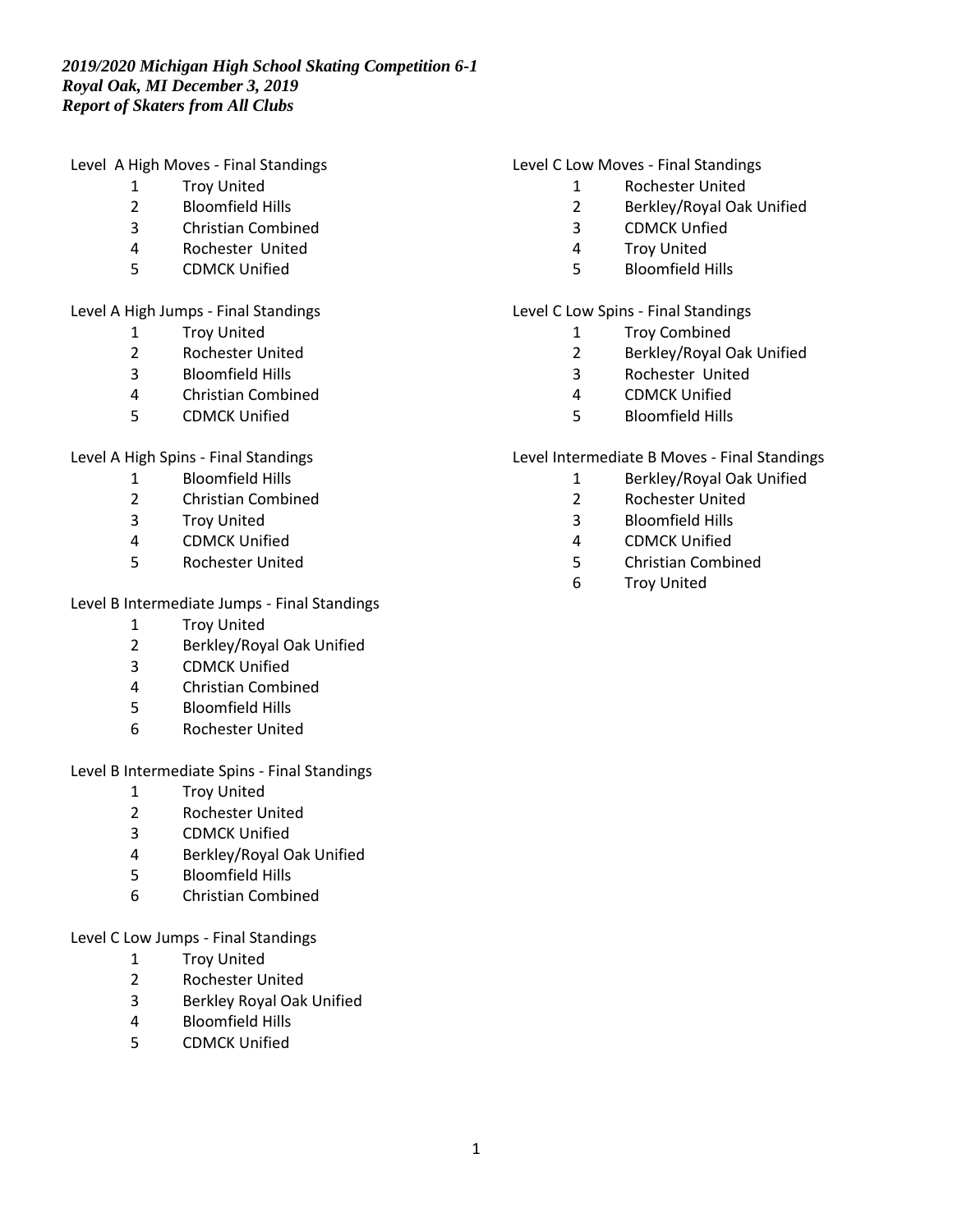***2019/2020 Michigan High School Skating Competition 6-1***
***Royal Oak, MI December 3, 2019***
***Report of Skaters from All Clubs***

Level A High Moves - Final Standings

1. Troy United
2. Bloomfield Hills
3. Christian Combined
4. Rochester United
5. CDMCK Unified

Level A High Jumps - Final Standings

1. Troy United
2. Rochester United
3. Bloomfield Hills
4. Christian Combined
5. CDMCK Unified

Level A High Spins - Final Standings

1. Bloomfield Hills
2. Christian Combined
3. Troy United
4. CDMCK Unified
5. Rochester United

Level B Intermediate Jumps - Final Standings

1. Troy United
2. Berkley/Royal Oak Unified
3. CDMCK Unified
4. Christian Combined
5. Bloomfield Hills
6. Rochester United

Level B Intermediate Spins - Final Standings

1. Troy United
2. Rochester United
3. CDMCK Unified
4. Berkley/Royal Oak Unified
5. Bloomfield Hills
6. Christian Combined

Level C Low Jumps - Final Standings

1. Troy United
2. Rochester United
3. Berkley Royal Oak Unified
4. Bloomfield Hills
5. CDMCK Unified

Level C Low Moves - Final Standings

1. Rochester United
2. Berkley/Royal Oak Unified
3. CDMCK Unfied
4. Troy United
5. Bloomfield Hills

Level C Low Spins - Final Standings

1. Troy Combined
2. Berkley/Royal Oak Unified
3. Rochester United
4. CDMCK Unified
5. Bloomfield Hills

Level Intermediate B Moves - Final Standings

1. Berkley/Royal Oak Unified
2. Rochester United
3. Bloomfield Hills
4. CDMCK Unified
5. Christian Combined
6. Troy United